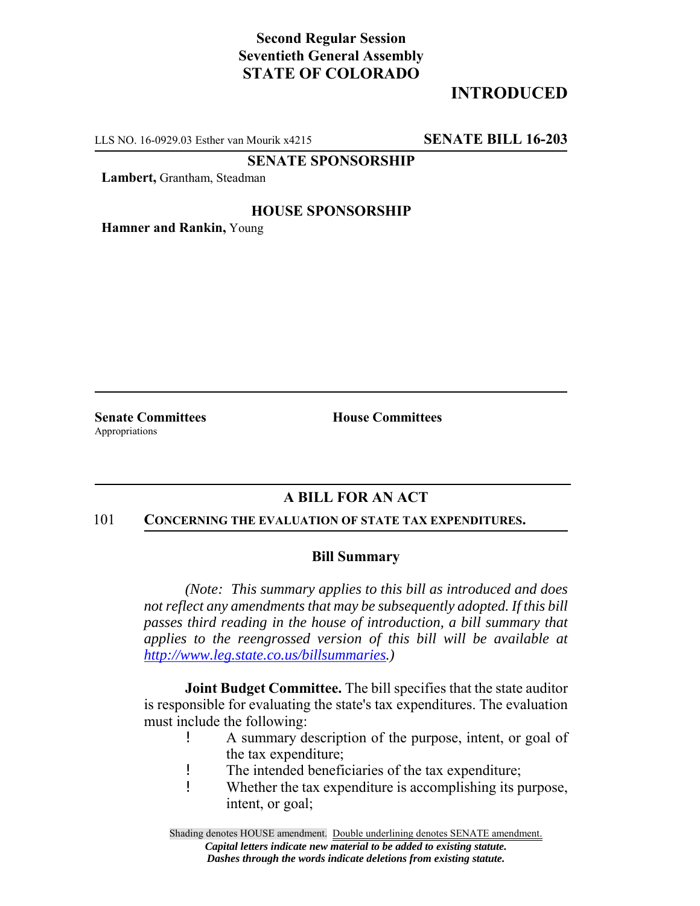**Second Regular Session**
**Seventieth General Assembly**
**STATE OF COLORADO**

**INTRODUCED**

LLS NO. 16-0929.03 Esther van Mourik x4215 **SENATE BILL 16-203**

**SENATE SPONSORSHIP**

**Lambert,** Grantham, Steadman

**HOUSE SPONSORSHIP**

**Hamner and Rankin,** Young

**Senate Committees**
Appropriations

**House Committees**

## A BILL FOR AN ACT

101 **CONCERNING THE EVALUATION OF STATE TAX EXPENDITURES.**

### Bill Summary

*(Note: This summary applies to this bill as introduced and does not reflect any amendments that may be subsequently adopted. If this bill passes third reading in the house of introduction, a bill summary that applies to the reengrossed version of this bill will be available at http://www.leg.state.co.us/billsummaries.)*

**Joint Budget Committee.** The bill specifies that the state auditor is responsible for evaluating the state's tax expenditures. The evaluation must include the following:

- A summary description of the purpose, intent, or goal of the tax expenditure;
- The intended beneficiaries of the tax expenditure;
- Whether the tax expenditure is accomplishing its purpose, intent, or goal;

Shading denotes HOUSE amendment. Double underlining denotes SENATE amendment.
*Capital letters indicate new material to be added to existing statute.*
*Dashes through the words indicate deletions from existing statute.*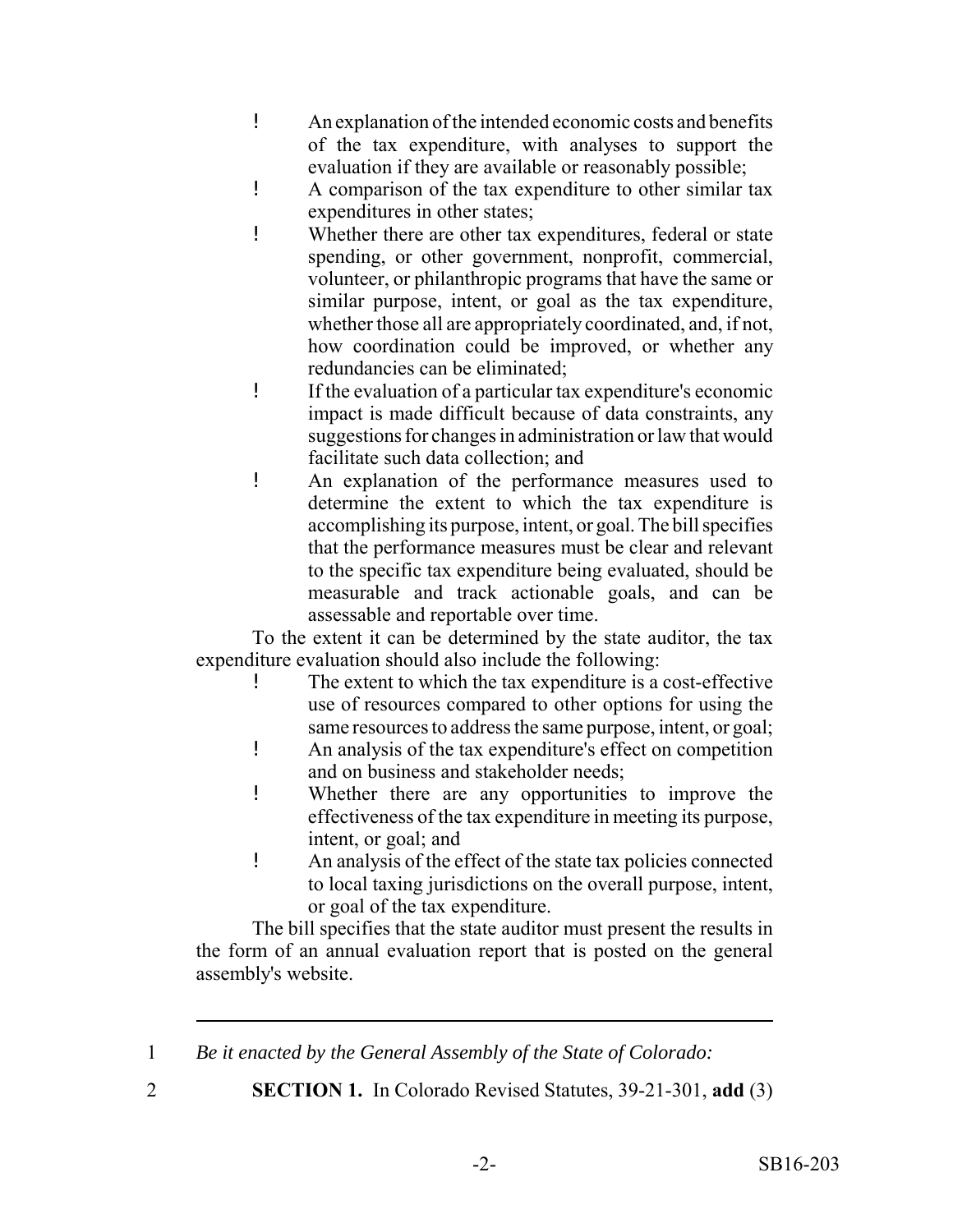- An explanation of the intended economic costs and benefits of the tax expenditure, with analyses to support the evaluation if they are available or reasonably possible;
- A comparison of the tax expenditure to other similar tax expenditures in other states;
- Whether there are other tax expenditures, federal or state spending, or other government, nonprofit, commercial, volunteer, or philanthropic programs that have the same or similar purpose, intent, or goal as the tax expenditure, whether those all are appropriately coordinated, and, if not, how coordination could be improved, or whether any redundancies can be eliminated;
- If the evaluation of a particular tax expenditure's economic impact is made difficult because of data constraints, any suggestions for changes in administration or law that would facilitate such data collection; and
- An explanation of the performance measures used to determine the extent to which the tax expenditure is accomplishing its purpose, intent, or goal. The bill specifies that the performance measures must be clear and relevant to the specific tax expenditure being evaluated, should be measurable and track actionable goals, and can be assessable and reportable over time.

To the extent it can be determined by the state auditor, the tax expenditure evaluation should also include the following:

- The extent to which the tax expenditure is a cost-effective use of resources compared to other options for using the same resources to address the same purpose, intent, or goal;
- An analysis of the tax expenditure's effect on competition and on business and stakeholder needs;
- Whether there are any opportunities to improve the effectiveness of the tax expenditure in meeting its purpose, intent, or goal; and
- An analysis of the effect of the state tax policies connected to local taxing jurisdictions on the overall purpose, intent, or goal of the tax expenditure.

The bill specifies that the state auditor must present the results in the form of an annual evaluation report that is posted on the general assembly's website.

---

1 *Be it enacted by the General Assembly of the State of Colorado:*

2 **SECTION 1.** In Colorado Revised Statutes, 39-21-301, **add** (3)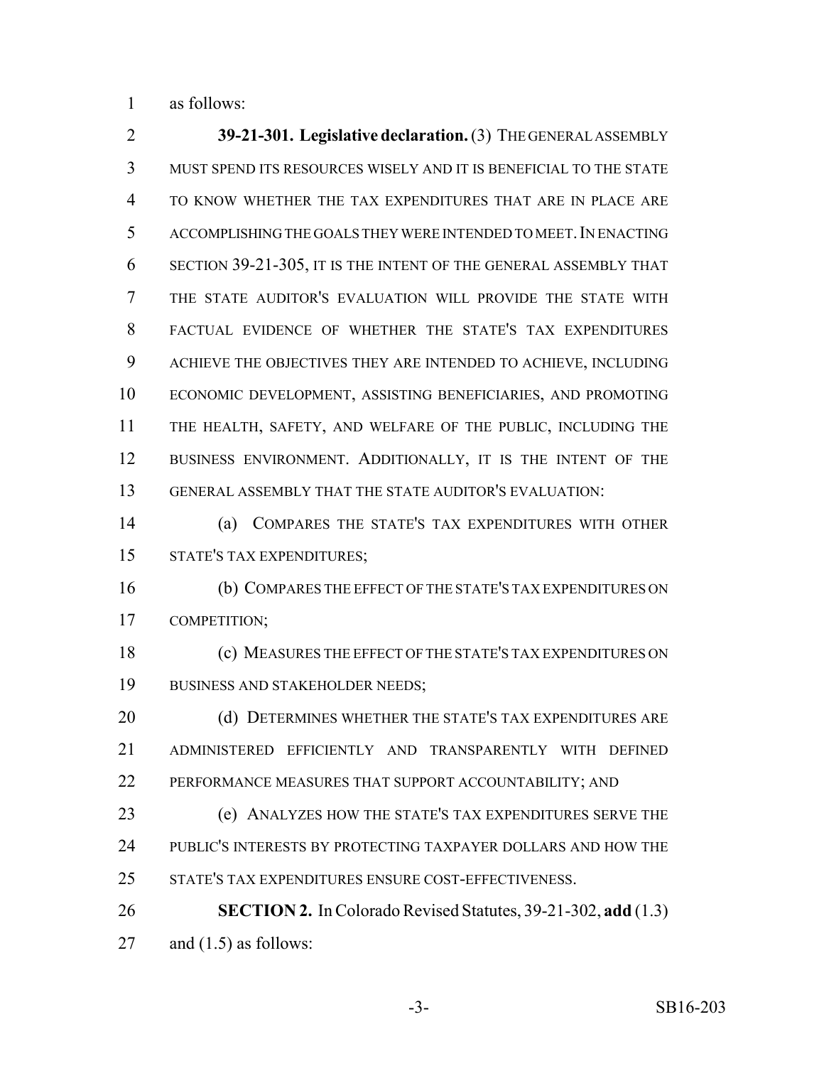as follows:

**39-21-301. Legislative declaration.** (3) THE GENERAL ASSEMBLY MUST SPEND ITS RESOURCES WISELY AND IT IS BENEFICIAL TO THE STATE TO KNOW WHETHER THE TAX EXPENDITURES THAT ARE IN PLACE ARE ACCOMPLISHING THE GOALS THEY WERE INTENDED TO MEET. IN ENACTING SECTION 39-21-305, IT IS THE INTENT OF THE GENERAL ASSEMBLY THAT THE STATE AUDITOR'S EVALUATION WILL PROVIDE THE STATE WITH FACTUAL EVIDENCE OF WHETHER THE STATE'S TAX EXPENDITURES ACHIEVE THE OBJECTIVES THEY ARE INTENDED TO ACHIEVE, INCLUDING ECONOMIC DEVELOPMENT, ASSISTING BENEFICIARIES, AND PROMOTING THE HEALTH, SAFETY, AND WELFARE OF THE PUBLIC, INCLUDING THE BUSINESS ENVIRONMENT. ADDITIONALLY, IT IS THE INTENT OF THE GENERAL ASSEMBLY THAT THE STATE AUDITOR'S EVALUATION:

(a) COMPARES THE STATE'S TAX EXPENDITURES WITH OTHER STATE'S TAX EXPENDITURES;

(b) COMPARES THE EFFECT OF THE STATE'S TAX EXPENDITURES ON COMPETITION;

(c) MEASURES THE EFFECT OF THE STATE'S TAX EXPENDITURES ON BUSINESS AND STAKEHOLDER NEEDS;

(d) DETERMINES WHETHER THE STATE'S TAX EXPENDITURES ARE ADMINISTERED EFFICIENTLY AND TRANSPARENTLY WITH DEFINED PERFORMANCE MEASURES THAT SUPPORT ACCOUNTABILITY; AND

(e) ANALYZES HOW THE STATE'S TAX EXPENDITURES SERVE THE PUBLIC'S INTERESTS BY PROTECTING TAXPAYER DOLLARS AND HOW THE STATE'S TAX EXPENDITURES ENSURE COST-EFFECTIVENESS.

**SECTION 2.** In Colorado Revised Statutes, 39-21-302, **add** (1.3) and (1.5) as follows: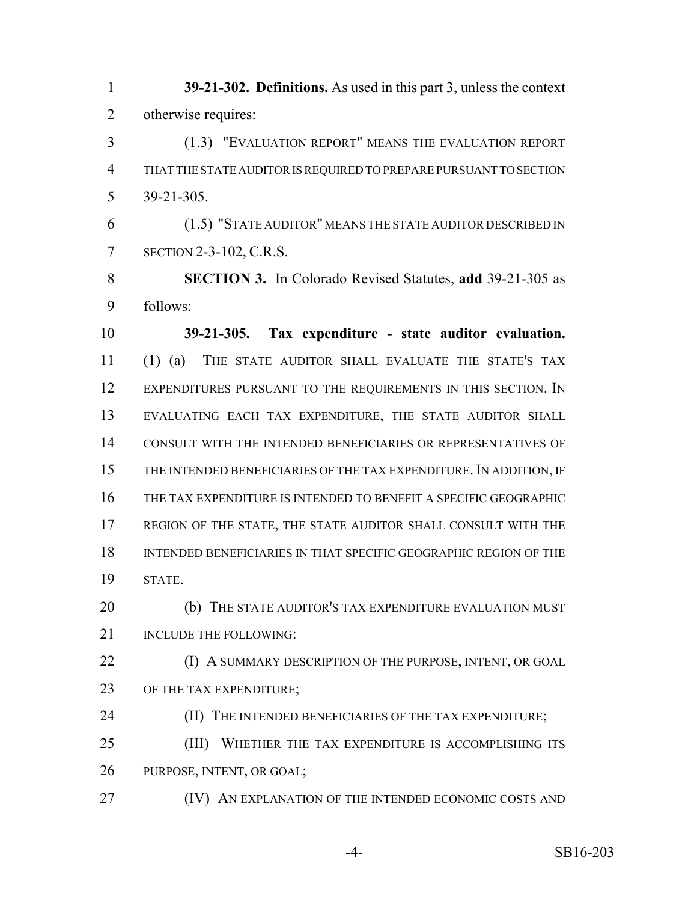**39-21-302. Definitions.** As used in this part 3, unless the context otherwise requires:

(1.3) "EVALUATION REPORT" MEANS THE EVALUATION REPORT THAT THE STATE AUDITOR IS REQUIRED TO PREPARE PURSUANT TO SECTION 39-21-305.

(1.5) "STATE AUDITOR" MEANS THE STATE AUDITOR DESCRIBED IN SECTION 2-3-102, C.R.S.

**SECTION 3.** In Colorado Revised Statutes, **add** 39-21-305 as follows:

**39-21-305. Tax expenditure - state auditor evaluation.** (1) (a) THE STATE AUDITOR SHALL EVALUATE THE STATE'S TAX EXPENDITURES PURSUANT TO THE REQUIREMENTS IN THIS SECTION. IN EVALUATING EACH TAX EXPENDITURE, THE STATE AUDITOR SHALL CONSULT WITH THE INTENDED BENEFICIARIES OR REPRESENTATIVES OF THE INTENDED BENEFICIARIES OF THE TAX EXPENDITURE. IN ADDITION, IF THE TAX EXPENDITURE IS INTENDED TO BENEFIT A SPECIFIC GEOGRAPHIC REGION OF THE STATE, THE STATE AUDITOR SHALL CONSULT WITH THE INTENDED BENEFICIARIES IN THAT SPECIFIC GEOGRAPHIC REGION OF THE STATE.

(b) THE STATE AUDITOR'S TAX EXPENDITURE EVALUATION MUST INCLUDE THE FOLLOWING:

(I) A SUMMARY DESCRIPTION OF THE PURPOSE, INTENT, OR GOAL OF THE TAX EXPENDITURE;

(II) THE INTENDED BENEFICIARIES OF THE TAX EXPENDITURE;

(III) WHETHER THE TAX EXPENDITURE IS ACCOMPLISHING ITS PURPOSE, INTENT, OR GOAL;

(IV) AN EXPLANATION OF THE INTENDED ECONOMIC COSTS AND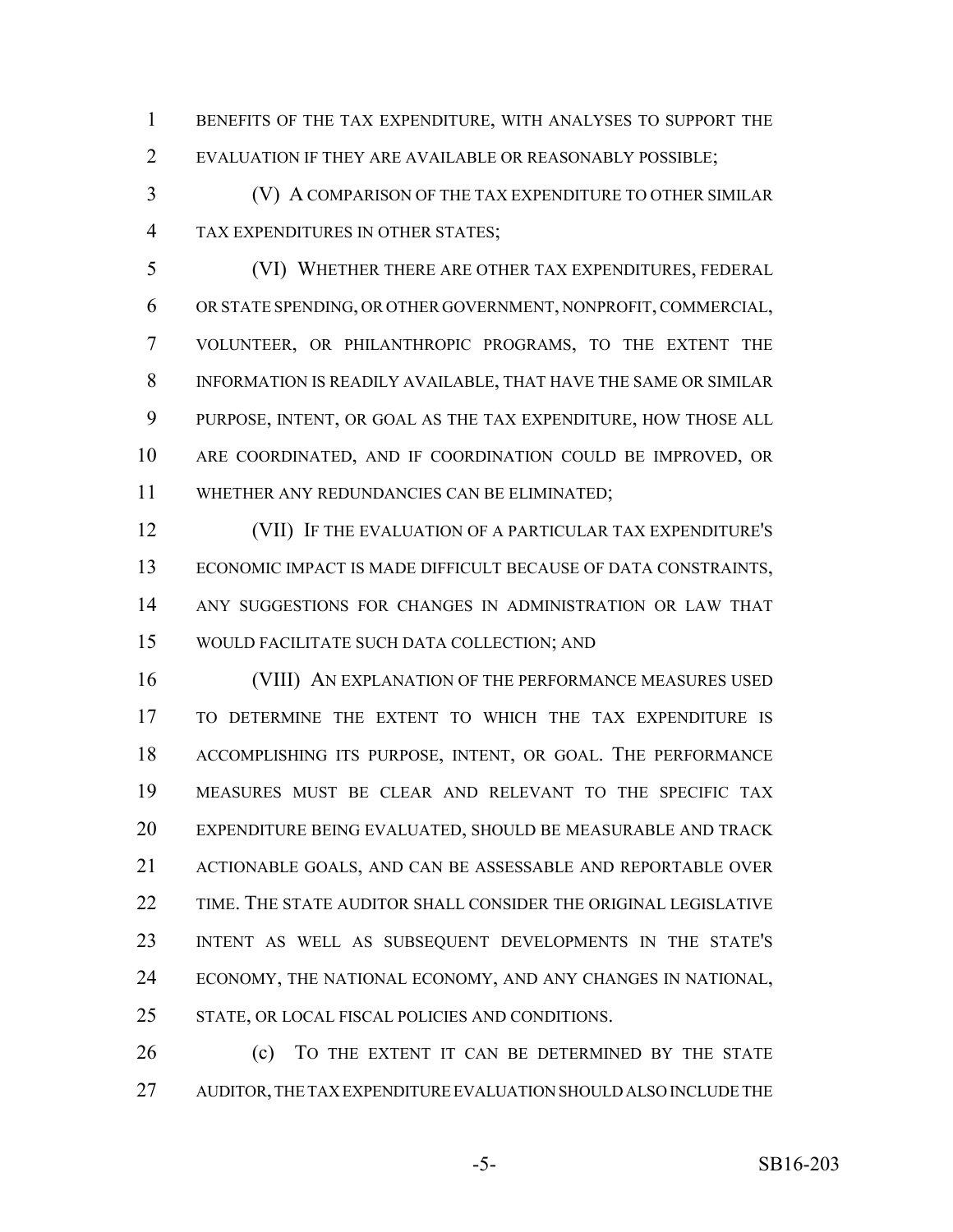BENEFITS OF THE TAX EXPENDITURE, WITH ANALYSES TO SUPPORT THE EVALUATION IF THEY ARE AVAILABLE OR REASONABLY POSSIBLE;

(V) A COMPARISON OF THE TAX EXPENDITURE TO OTHER SIMILAR TAX EXPENDITURES IN OTHER STATES;

(VI) WHETHER THERE ARE OTHER TAX EXPENDITURES, FEDERAL OR STATE SPENDING, OR OTHER GOVERNMENT, NONPROFIT, COMMERCIAL, VOLUNTEER, OR PHILANTHROPIC PROGRAMS, TO THE EXTENT THE INFORMATION IS READILY AVAILABLE, THAT HAVE THE SAME OR SIMILAR PURPOSE, INTENT, OR GOAL AS THE TAX EXPENDITURE, HOW THOSE ALL ARE COORDINATED, AND IF COORDINATION COULD BE IMPROVED, OR WHETHER ANY REDUNDANCIES CAN BE ELIMINATED;

(VII) IF THE EVALUATION OF A PARTICULAR TAX EXPENDITURE'S ECONOMIC IMPACT IS MADE DIFFICULT BECAUSE OF DATA CONSTRAINTS, ANY SUGGESTIONS FOR CHANGES IN ADMINISTRATION OR LAW THAT WOULD FACILITATE SUCH DATA COLLECTION; AND

(VIII) AN EXPLANATION OF THE PERFORMANCE MEASURES USED TO DETERMINE THE EXTENT TO WHICH THE TAX EXPENDITURE IS ACCOMPLISHING ITS PURPOSE, INTENT, OR GOAL. THE PERFORMANCE MEASURES MUST BE CLEAR AND RELEVANT TO THE SPECIFIC TAX EXPENDITURE BEING EVALUATED, SHOULD BE MEASURABLE AND TRACK ACTIONABLE GOALS, AND CAN BE ASSESSABLE AND REPORTABLE OVER TIME. THE STATE AUDITOR SHALL CONSIDER THE ORIGINAL LEGISLATIVE INTENT AS WELL AS SUBSEQUENT DEVELOPMENTS IN THE STATE'S ECONOMY, THE NATIONAL ECONOMY, AND ANY CHANGES IN NATIONAL, STATE, OR LOCAL FISCAL POLICIES AND CONDITIONS.

(c) TO THE EXTENT IT CAN BE DETERMINED BY THE STATE AUDITOR, THE TAX EXPENDITURE EVALUATION SHOULD ALSO INCLUDE THE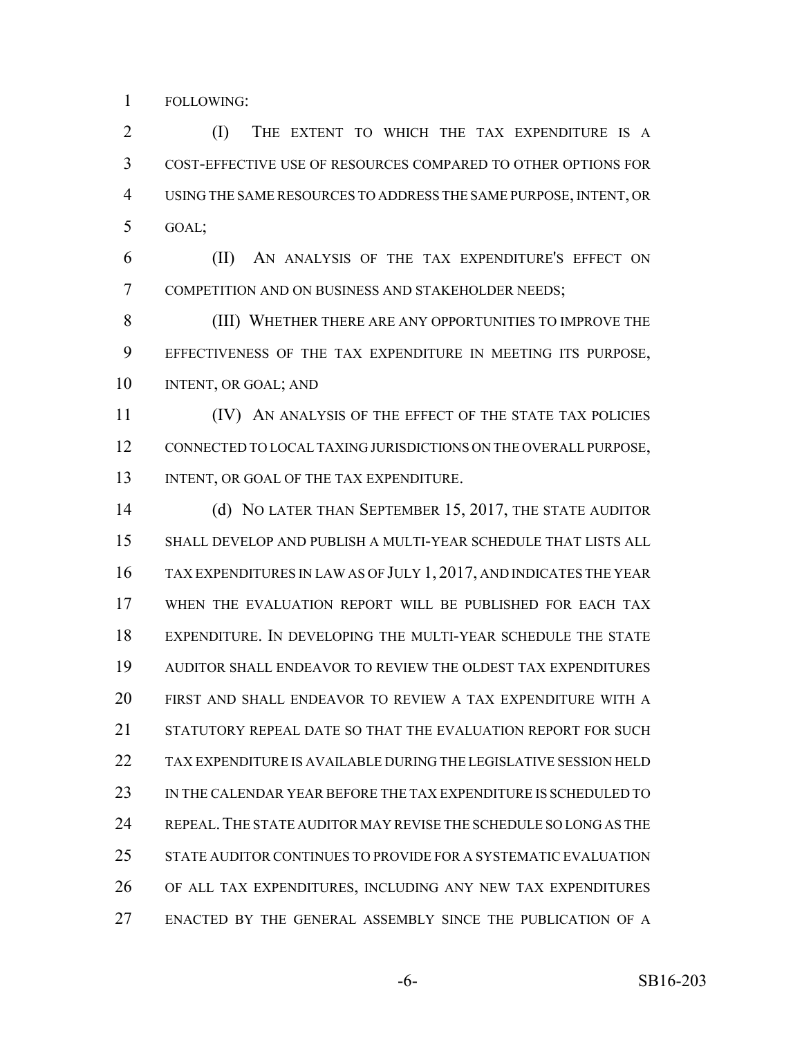FOLLOWING:

(I) THE EXTENT TO WHICH THE TAX EXPENDITURE IS A COST-EFFECTIVE USE OF RESOURCES COMPARED TO OTHER OPTIONS FOR USING THE SAME RESOURCES TO ADDRESS THE SAME PURPOSE, INTENT, OR GOAL;

(II) AN ANALYSIS OF THE TAX EXPENDITURE'S EFFECT ON COMPETITION AND ON BUSINESS AND STAKEHOLDER NEEDS;

(III) WHETHER THERE ARE ANY OPPORTUNITIES TO IMPROVE THE EFFECTIVENESS OF THE TAX EXPENDITURE IN MEETING ITS PURPOSE, INTENT, OR GOAL; AND

(IV) AN ANALYSIS OF THE EFFECT OF THE STATE TAX POLICIES CONNECTED TO LOCAL TAXING JURISDICTIONS ON THE OVERALL PURPOSE, INTENT, OR GOAL OF THE TAX EXPENDITURE.

(d) NO LATER THAN SEPTEMBER 15, 2017, THE STATE AUDITOR SHALL DEVELOP AND PUBLISH A MULTI-YEAR SCHEDULE THAT LISTS ALL TAX EXPENDITURES IN LAW AS OF JULY 1, 2017, AND INDICATES THE YEAR WHEN THE EVALUATION REPORT WILL BE PUBLISHED FOR EACH TAX EXPENDITURE. IN DEVELOPING THE MULTI-YEAR SCHEDULE THE STATE AUDITOR SHALL ENDEAVOR TO REVIEW THE OLDEST TAX EXPENDITURES FIRST AND SHALL ENDEAVOR TO REVIEW A TAX EXPENDITURE WITH A STATUTORY REPEAL DATE SO THAT THE EVALUATION REPORT FOR SUCH TAX EXPENDITURE IS AVAILABLE DURING THE LEGISLATIVE SESSION HELD IN THE CALENDAR YEAR BEFORE THE TAX EXPENDITURE IS SCHEDULED TO REPEAL. THE STATE AUDITOR MAY REVISE THE SCHEDULE SO LONG AS THE STATE AUDITOR CONTINUES TO PROVIDE FOR A SYSTEMATIC EVALUATION OF ALL TAX EXPENDITURES, INCLUDING ANY NEW TAX EXPENDITURES ENACTED BY THE GENERAL ASSEMBLY SINCE THE PUBLICATION OF A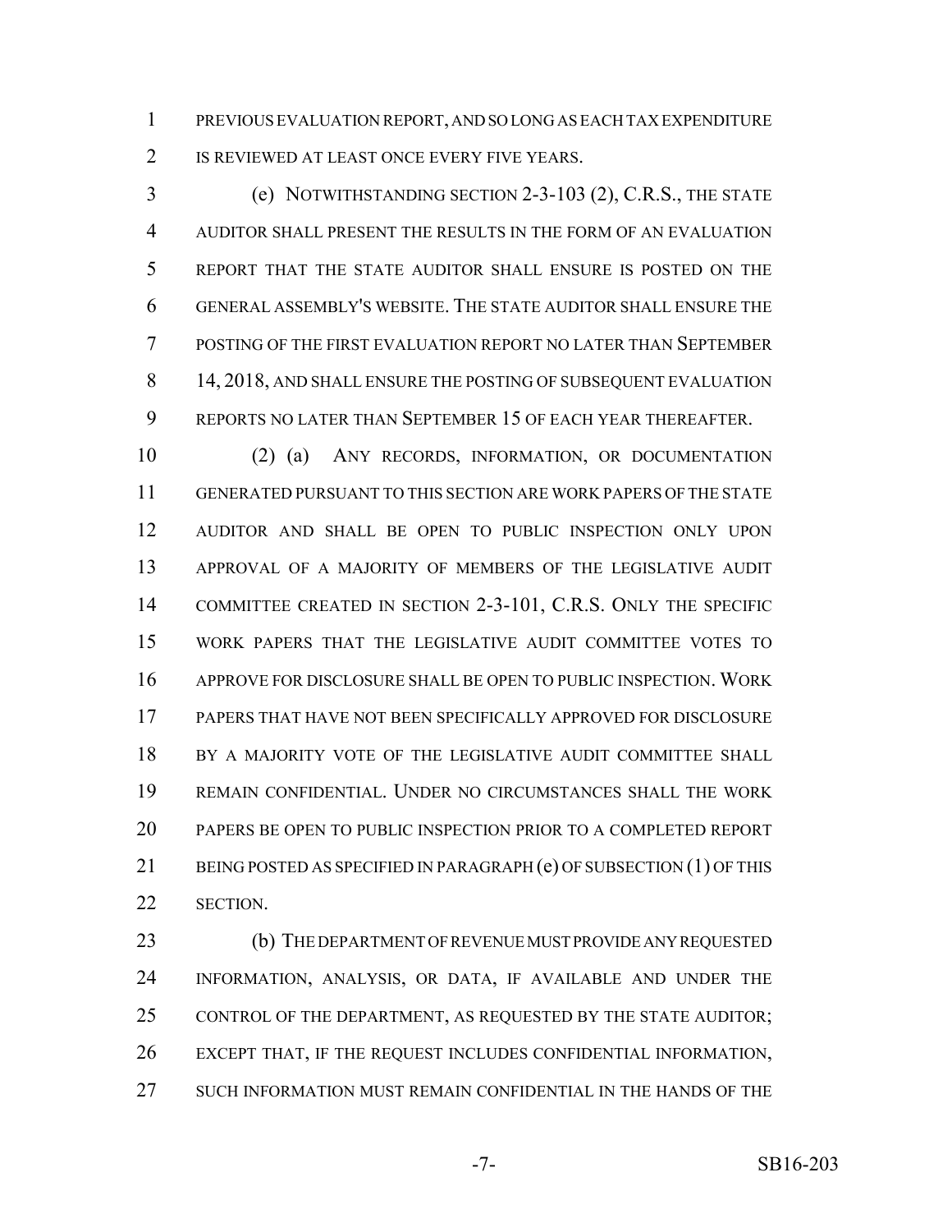PREVIOUS EVALUATION REPORT, AND SO LONG AS EACH TAX EXPENDITURE IS REVIEWED AT LEAST ONCE EVERY FIVE YEARS.

(e) NOTWITHSTANDING SECTION 2-3-103 (2), C.R.S., THE STATE AUDITOR SHALL PRESENT THE RESULTS IN THE FORM OF AN EVALUATION REPORT THAT THE STATE AUDITOR SHALL ENSURE IS POSTED ON THE GENERAL ASSEMBLY'S WEBSITE. THE STATE AUDITOR SHALL ENSURE THE POSTING OF THE FIRST EVALUATION REPORT NO LATER THAN SEPTEMBER 14, 2018, AND SHALL ENSURE THE POSTING OF SUBSEQUENT EVALUATION REPORTS NO LATER THAN SEPTEMBER 15 OF EACH YEAR THEREAFTER.

(2) (a) ANY RECORDS, INFORMATION, OR DOCUMENTATION GENERATED PURSUANT TO THIS SECTION ARE WORK PAPERS OF THE STATE AUDITOR AND SHALL BE OPEN TO PUBLIC INSPECTION ONLY UPON APPROVAL OF A MAJORITY OF MEMBERS OF THE LEGISLATIVE AUDIT COMMITTEE CREATED IN SECTION 2-3-101, C.R.S. ONLY THE SPECIFIC WORK PAPERS THAT THE LEGISLATIVE AUDIT COMMITTEE VOTES TO APPROVE FOR DISCLOSURE SHALL BE OPEN TO PUBLIC INSPECTION. WORK PAPERS THAT HAVE NOT BEEN SPECIFICALLY APPROVED FOR DISCLOSURE BY A MAJORITY VOTE OF THE LEGISLATIVE AUDIT COMMITTEE SHALL REMAIN CONFIDENTIAL. UNDER NO CIRCUMSTANCES SHALL THE WORK PAPERS BE OPEN TO PUBLIC INSPECTION PRIOR TO A COMPLETED REPORT BEING POSTED AS SPECIFIED IN PARAGRAPH (e) OF SUBSECTION (1) OF THIS SECTION.

(b) THE DEPARTMENT OF REVENUE MUST PROVIDE ANY REQUESTED INFORMATION, ANALYSIS, OR DATA, IF AVAILABLE AND UNDER THE CONTROL OF THE DEPARTMENT, AS REQUESTED BY THE STATE AUDITOR; EXCEPT THAT, IF THE REQUEST INCLUDES CONFIDENTIAL INFORMATION, SUCH INFORMATION MUST REMAIN CONFIDENTIAL IN THE HANDS OF THE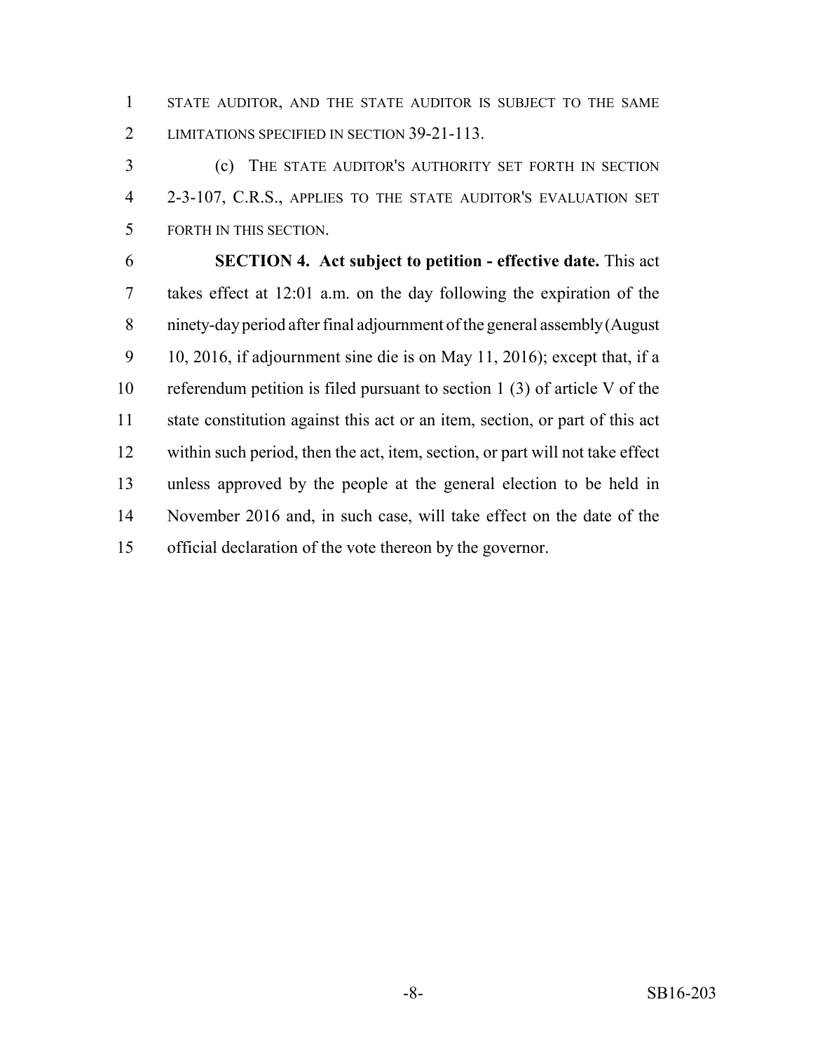STATE AUDITOR, AND THE STATE AUDITOR IS SUBJECT TO THE SAME LIMITATIONS SPECIFIED IN SECTION 39-21-113.

(c) THE STATE AUDITOR'S AUTHORITY SET FORTH IN SECTION 2-3-107, C.R.S., APPLIES TO THE STATE AUDITOR'S EVALUATION SET FORTH IN THIS SECTION.

**SECTION 4. Act subject to petition - effective date.** This act takes effect at 12:01 a.m. on the day following the expiration of the ninety-day period after final adjournment of the general assembly (August 10, 2016, if adjournment sine die is on May 11, 2016); except that, if a referendum petition is filed pursuant to section 1 (3) of article V of the state constitution against this act or an item, section, or part of this act within such period, then the act, item, section, or part will not take effect unless approved by the people at the general election to be held in November 2016 and, in such case, will take effect on the date of the official declaration of the vote thereon by the governor.